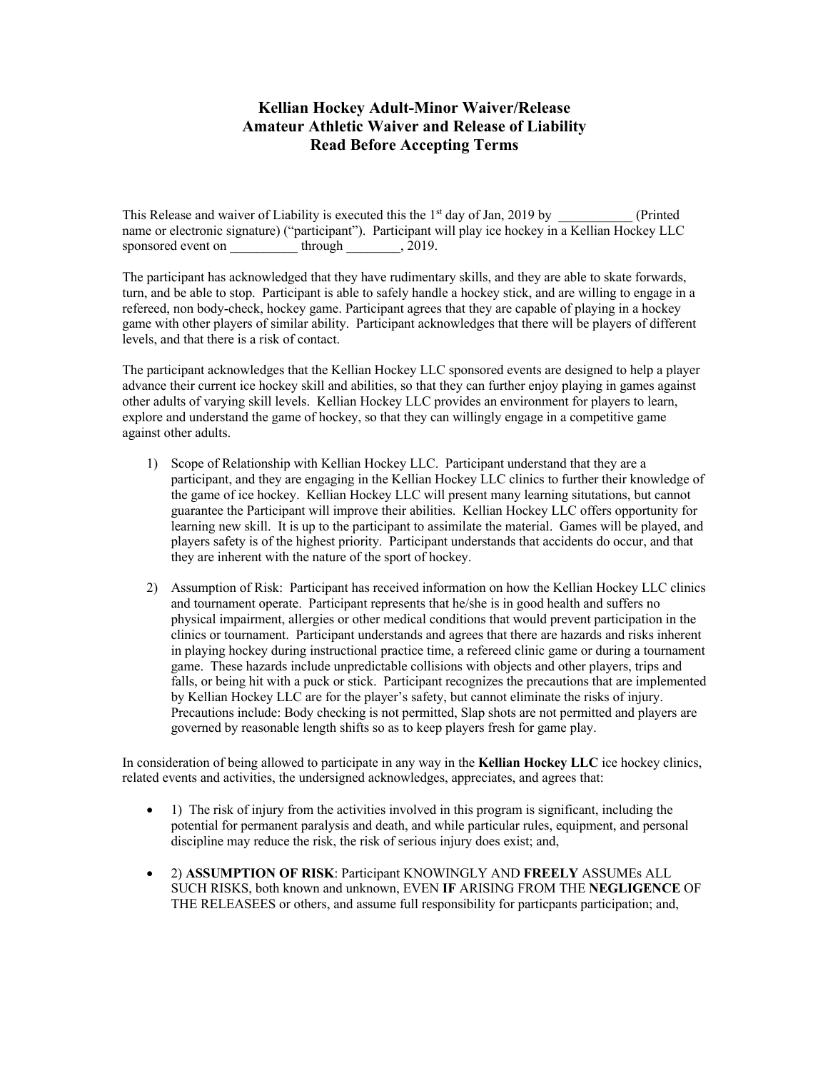# Kellian Hockey Adult-Minor Waiver/Release
# Amateur Athletic Waiver and Release of Liability
# Read Before Accepting Terms

This Release and waiver of Liability is executed this the 1st day of Jan, 2019 by ___________ (Printed name or electronic signature) ("participant"). Participant will play ice hockey in a Kellian Hockey LLC sponsored event on __________ through ________, 2019.

The participant has acknowledged that they have rudimentary skills, and they are able to skate forwards, turn, and be able to stop. Participant is able to safely handle a hockey stick, and are willing to engage in a refereed, non body-check, hockey game. Participant agrees that they are capable of playing in a hockey game with other players of similar ability. Participant acknowledges that there will be players of different levels, and that there is a risk of contact.

The participant acknowledges that the Kellian Hockey LLC sponsored events are designed to help a player advance their current ice hockey skill and abilities, so that they can further enjoy playing in games against other adults of varying skill levels. Kellian Hockey LLC provides an environment for players to learn, explore and understand the game of hockey, so that they can willingly engage in a competitive game against other adults.

1) Scope of Relationship with Kellian Hockey LLC. Participant understand that they are a participant, and they are engaging in the Kellian Hockey LLC clinics to further their knowledge of the game of ice hockey. Kellian Hockey LLC will present many learning situtations, but cannot guarantee the Participant will improve their abilities. Kellian Hockey LLC offers opportunity for learning new skill. It is up to the participant to assimilate the material. Games will be played, and players safety is of the highest priority. Participant understands that accidents do occur, and that they are inherent with the nature of the sport of hockey.

2) Assumption of Risk: Participant has received information on how the Kellian Hockey LLC clinics and tournament operate. Participant represents that he/she is in good health and suffers no physical impairment, allergies or other medical conditions that would prevent participation in the clinics or tournament. Participant understands and agrees that there are hazards and risks inherent in playing hockey during instructional practice time, a refereed clinic game or during a tournament game. These hazards include unpredictable collisions with objects and other players, trips and falls, or being hit with a puck or stick. Participant recognizes the precautions that are implemented by Kellian Hockey LLC are for the player's safety, but cannot eliminate the risks of injury. Precautions include: Body checking is not permitted, Slap shots are not permitted and players are governed by reasonable length shifts so as to keep players fresh for game play.

In consideration of being allowed to participate in any way in the **Kellian Hockey LLC** ice hockey clinics, related events and activities, the undersigned acknowledges, appreciates, and agrees that:

- 1) The risk of injury from the activities involved in this program is significant, including the potential for permanent paralysis and death, and while particular rules, equipment, and personal discipline may reduce the risk, the risk of serious injury does exist; and,
- 2) **ASSUMPTION OF RISK**: Participant KNOWINGLY AND **FREELY** ASSUMEs ALL SUCH RISKS, both known and unknown, EVEN **IF** ARISING FROM THE **NEGLIGENCE** OF THE RELEASEES or others, and assume full responsibility for particpants participation; and,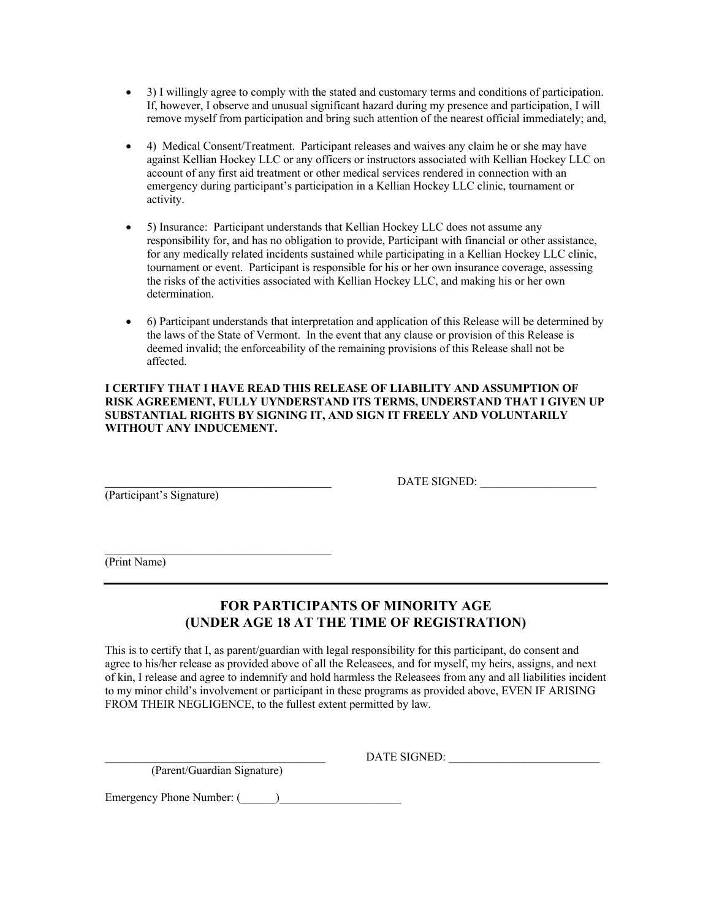- 3) I willingly agree to comply with the stated and customary terms and conditions of participation. If, however, I observe and unusual significant hazard during my presence and participation, I will remove myself from participation and bring such attention of the nearest official immediately; and,

- 4) Medical Consent/Treatment. Participant releases and waives any claim he or she may have against Kellian Hockey LLC or any officers or instructors associated with Kellian Hockey LLC on account of any first aid treatment or other medical services rendered in connection with an emergency during participant's participation in a Kellian Hockey LLC clinic, tournament or activity.

- 5) Insurance: Participant understands that Kellian Hockey LLC does not assume any responsibility for, and has no obligation to provide, Participant with financial or other assistance, for any medically related incidents sustained while participating in a Kellian Hockey LLC clinic, tournament or event. Participant is responsible for his or her own insurance coverage, assessing the risks of the activities associated with Kellian Hockey LLC, and making his or her own determination.

- 6) Participant understands that interpretation and application of this Release will be determined by the laws of the State of Vermont. In the event that any clause or provision of this Release is deemed invalid; the enforceability of the remaining provisions of this Release shall not be affected.

**I CERTIFY THAT I HAVE READ THIS RELEASE OF LIABILITY AND ASSUMPTION OF RISK AGREEMENT, FULLY UYNDERSTAND ITS TERMS, UNDERSTAND THAT I GIVEN UP SUBSTANTIAL RIGHTS BY SIGNING IT, AND SIGN IT FREELY AND VOLUNTARILY WITHOUT ANY INDUCEMENT.**

________________________________________ DATE SIGNED: ____________________

(Participant's Signature)

________________________________________

(Print Name)

---

## FOR PARTICIPANTS OF MINORITY AGE (UNDER AGE 18 AT THE TIME OF REGISTRATION)

This is to certify that I, as parent/guardian with legal responsibility for this participant, do consent and agree to his/her release as provided above of all the Releasees, and for myself, my heirs, assigns, and next of kin, I release and agree to indemnify and hold harmless the Releasees from any and all liabilities incident to my minor child's involvement or participant in these programs as provided above, EVEN IF ARISING FROM THEIR NEGLIGENCE, to the fullest extent permitted by law.

________________________________________ DATE SIGNED: __________________________

(Parent/Guardian Signature)

Emergency Phone Number: (______)_____________________